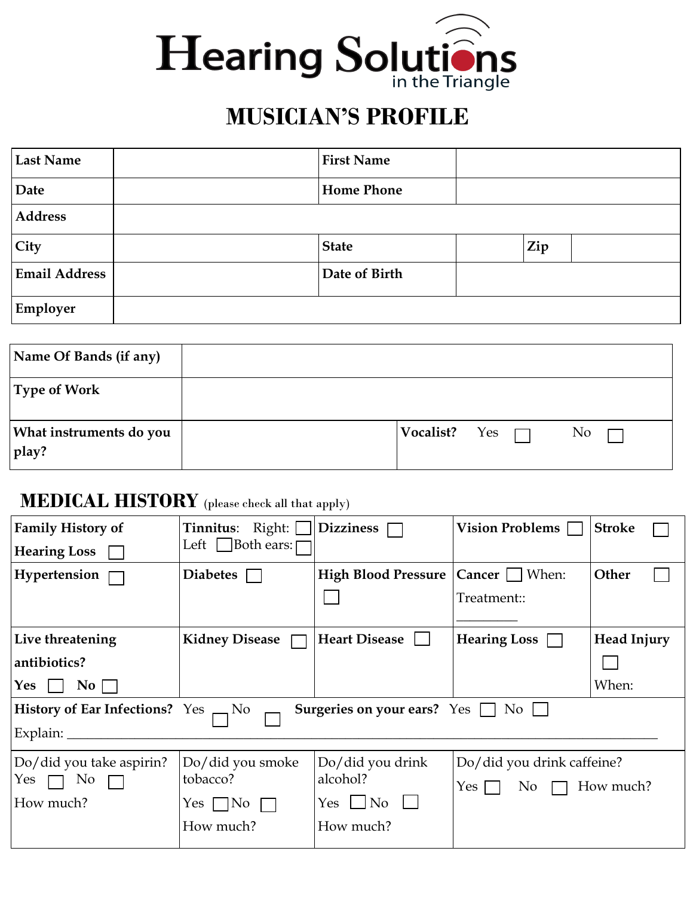# Hearing Solutions
in the Triangle

## MUSICIAN'S PROFILE

| **Last Name** | | **First Name** | | | |
|---|---|---|---|---|---|
| **Date** | | **Home Phone** | | | |
| **Address** | | | | | |
| **City** | | **State** | | **Zip** | |
| **Email Address** | | **Date of Birth** | | | |
| **Employer** | | | | | |

| **Name Of Bands (if any)** | | |
|---|---|---|
| **Type of Work** | | |
| **What instruments do you play?** | | **Vocalist?** Yes ☐ No ☐ |

## MEDICAL HISTORY (please check all that apply)

| **Family History of Hearing Loss** ☐ | **Tinnitus**: Right: ☐ Left ☐ Both ears: ☐ | **Dizziness** ☐ | **Vision Problems** ☐ | **Stroke** ☐ |
|---|---|---|---|---|
| **Hypertension** ☐ | **Diabetes** ☐ | **High Blood Pressure** ☐ | **Cancer** ☐ When: Treatment:: ________ | **Other** ☐ |
| **Live threatening antibiotics?** Yes ☐ No ☐ | **Kidney Disease** ☐ | **Heart Disease** ☐ | **Hearing Loss** ☐ | **Head Injury** ☐ When: |

**History of Ear Infections?** Yes ☐ No ☐ **Surgeries on your ears?** Yes ☐ No ☐

Explain: ___________________________________________________________________________

| Do/did you take aspirin? Yes ☐ No ☐ How much? | Do/did you smoke tobacco? Yes ☐ No ☐ How much? | Do/did you drink alcohol? Yes ☐ No ☐ How much? | Do/did you drink caffeine? Yes ☐ No ☐ How much? |
|---|---|---|---|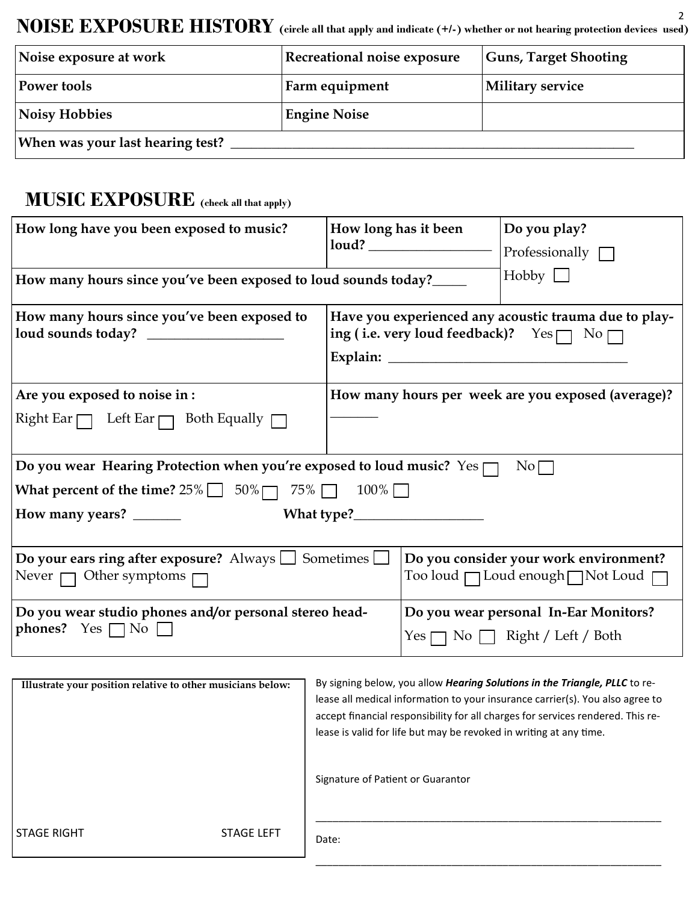# NOISE EXPOSURE HISTORY (circle all that apply and indicate (+/-) whether or not hearing protection devices used)

| | | |
|---|---|---|
| **Noise exposure at work** | **Recreational noise exposure** | **Guns, Target Shooting** |
| **Power tools** | **Farm equipment** | **Military service** |
| **Noisy Hobbies** | **Engine Noise** | |
| **When was your last hearing test?** ______________________________ | | |

# MUSIC EXPOSURE (check all that apply)

**How long have you been exposed to music?**

**How long has it been loud?** ________________

**Do you play?** Professionally ☐ Hobby ☐

**How many hours since you've been exposed to loud sounds today?**_____

**How many hours since you've been exposed to loud sounds today?** ________________

**Have you experienced any acoustic trauma due to playing ( i.e. very loud feedback)?** Yes ☐ No ☐

**Explain:** ________________________________

**Are you exposed to noise in :**

Right Ear ☐ Left Ear ☐ Both Equally ☐

**How many hours per week are you exposed (average)?** _______

**Do you wear Hearing Protection when you're exposed to loud music?** Yes ☐ No ☐

**What percent of the time?** 25% ☐ 50% ☐ 75% ☐ 100% ☐

**How many years?** _______ **What type?**__________________

**Do your ears ring after exposure?** Always ☐ Sometimes ☐ Never ☐ Other symptoms ☐

**Do you consider your work environment?** Too loud ☐ Loud enough ☐ Not Loud ☐

**Do you wear studio phones and/or personal stereo headphones?** Yes ☐ No ☐

**Do you wear personal In-Ear Monitors?** Yes ☐ No ☐ Right / Left / Both

**Illustrate your position relative to other musicians below:**

STAGE RIGHT STAGE LEFT

By signing below, you allow ***Hearing Solutions in the Triangle, PLLC*** to release all medical information to your insurance carrier(s). You also agree to accept financial responsibility for all charges for services rendered. This release is valid for life but may be revoked in writing at any time.

Signature of Patient or Guarantor

______________________________________________

Date:

______________________________________________